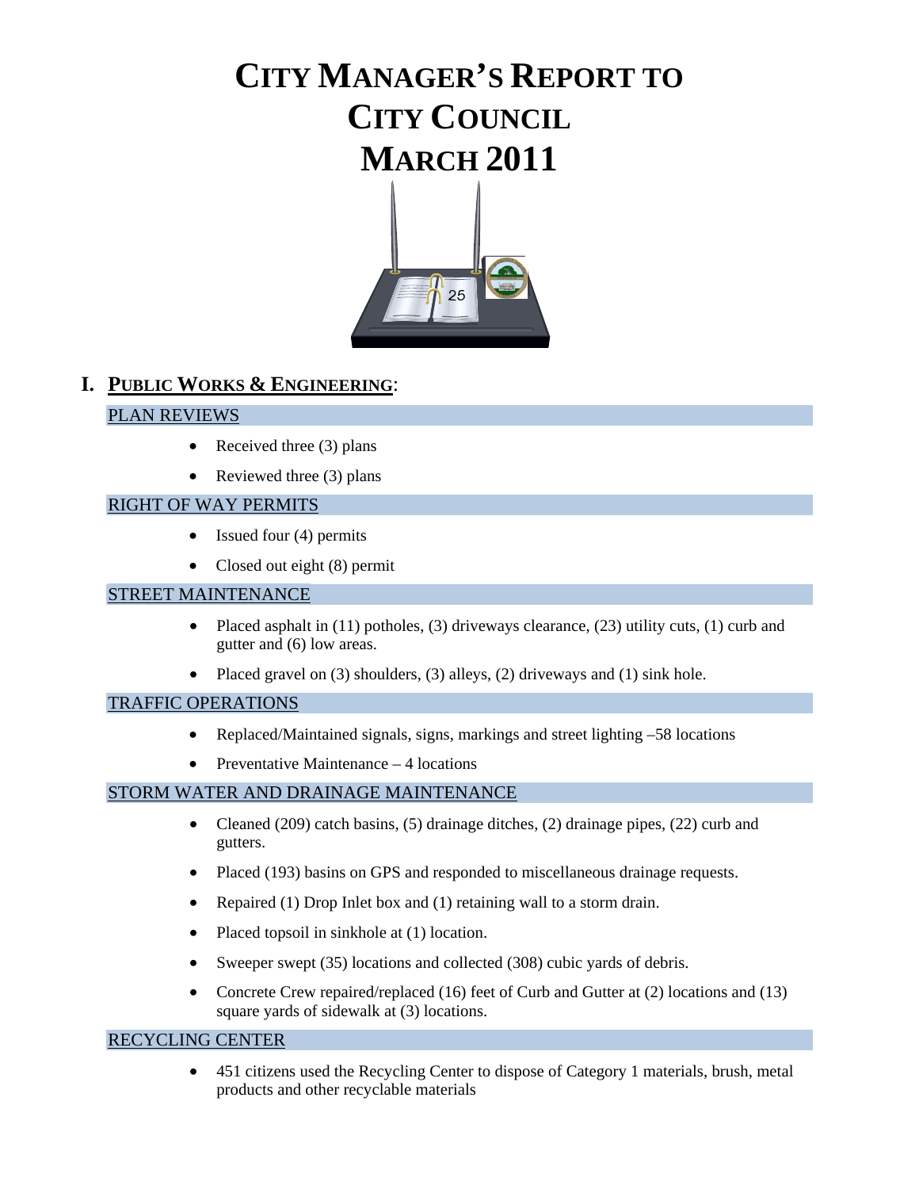# CITY MANAGER'S REPORT TO CITY COUNCIL MARCH 2011

## I. PUBLIC WORKS & ENGINEERING:

### PLAN REVIEWS

- Received three (3) plans
- Reviewed three (3) plans

### RIGHT OF WAY PERMITS

- Issued four (4) permits
- Closed out eight (8) permit

### STREET MAINTENANCE

- Placed asphalt in (11) potholes, (3) driveways clearance, (23) utility cuts, (1) curb and gutter and (6) low areas.
- Placed gravel on (3) shoulders, (3) alleys, (2) driveways and (1) sink hole.

### TRAFFIC OPERATIONS

- Replaced/Maintained signals, signs, markings and street lighting –58 locations
- Preventative Maintenance – 4 locations

### STORM WATER AND DRAINAGE MAINTENANCE

- Cleaned (209) catch basins, (5) drainage ditches, (2) drainage pipes, (22) curb and gutters.
- Placed (193) basins on GPS and responded to miscellaneous drainage requests.
- Repaired (1) Drop Inlet box and (1) retaining wall to a storm drain.
- Placed topsoil in sinkhole at (1) location.
- Sweeper swept (35) locations and collected (308) cubic yards of debris.
- Concrete Crew repaired/replaced (16) feet of Curb and Gutter at (2) locations and (13) square yards of sidewalk at (3) locations.

### RECYCLING CENTER

- 451 citizens used the Recycling Center to dispose of Category 1 materials, brush, metal products and other recyclable materials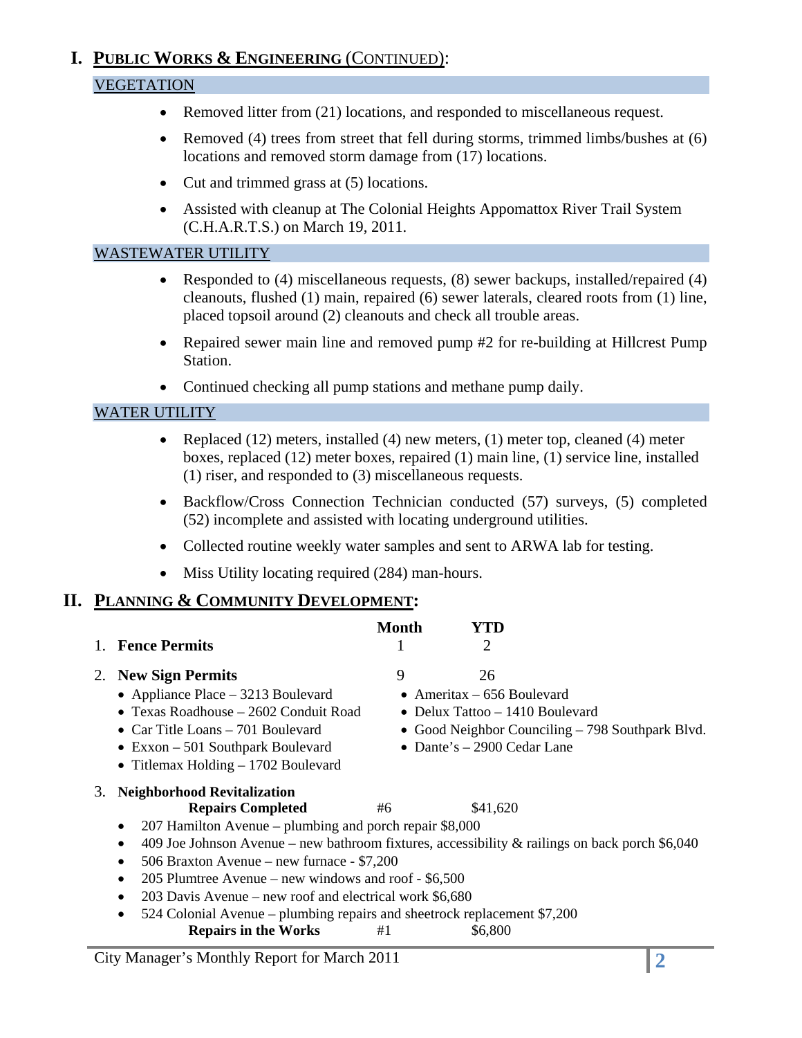# I. PUBLIC WORKS & ENGINEERING (CONTINUED):

## VEGETATION

- Removed litter from (21) locations, and responded to miscellaneous request.
- Removed (4) trees from street that fell during storms, trimmed limbs/bushes at (6) locations and removed storm damage from (17) locations.
- Cut and trimmed grass at (5) locations.
- Assisted with cleanup at The Colonial Heights Appomattox River Trail System (C.H.A.R.T.S.) on March 19, 2011.

## WASTEWATER UTILITY

- Responded to (4) miscellaneous requests, (8) sewer backups, installed/repaired (4) cleanouts, flushed (1) main, repaired (6) sewer laterals, cleared roots from (1) line, placed topsoil around (2) cleanouts and check all trouble areas.
- Repaired sewer main line and removed pump #2 for re-building at Hillcrest Pump Station.
- Continued checking all pump stations and methane pump daily.

## WATER UTILITY

- Replaced (12) meters, installed (4) new meters, (1) meter top, cleaned (4) meter boxes, replaced (12) meter boxes, repaired (1) main line, (1) service line, installed (1) riser, and responded to (3) miscellaneous requests.
- Backflow/Cross Connection Technician conducted (57) surveys, (5) completed (52) incomplete and assisted with locating underground utilities.
- Collected routine weekly water samples and sent to ARWA lab for testing.
- Miss Utility locating required (284) man-hours.

# II. PLANNING & COMMUNITY DEVELOPMENT:

| | Month | YTD |
|---|---|---|
| 1. **Fence Permits** | 1 | 2 |
| 2. **New Sign Permits** | 9 | 26 |

- Appliance Place – 3213 Boulevard
- Texas Roadhouse – 2602 Conduit Road
- Car Title Loans – 701 Boulevard
- Exxon – 501 Southpark Boulevard
- Titlemax Holding – 1702 Boulevard
- Ameritax – 656 Boulevard
- Delux Tattoo – 1410 Boulevard
- Good Neighbor Counciling – 798 Southpark Blvd.
- Dante's – 2900 Cedar Lane

3. **Neighborhood Revitalization**

| | | |
|---|---|---|
| **Repairs Completed** | #6 | $41,620 |

- 207 Hamilton Avenue – plumbing and porch repair $8,000
- 409 Joe Johnson Avenue – new bathroom fixtures, accessibility & railings on back porch $6,040
- 506 Braxton Avenue – new furnace - $7,200
- 205 Plumtree Avenue – new windows and roof - $6,500
- 203 Davis Avenue – new roof and electrical work $6,680
- 524 Colonial Avenue – plumbing repairs and sheetrock replacement $7,200

| | | |
|---|---|---|
| **Repairs in the Works** | #1 | $6,800 |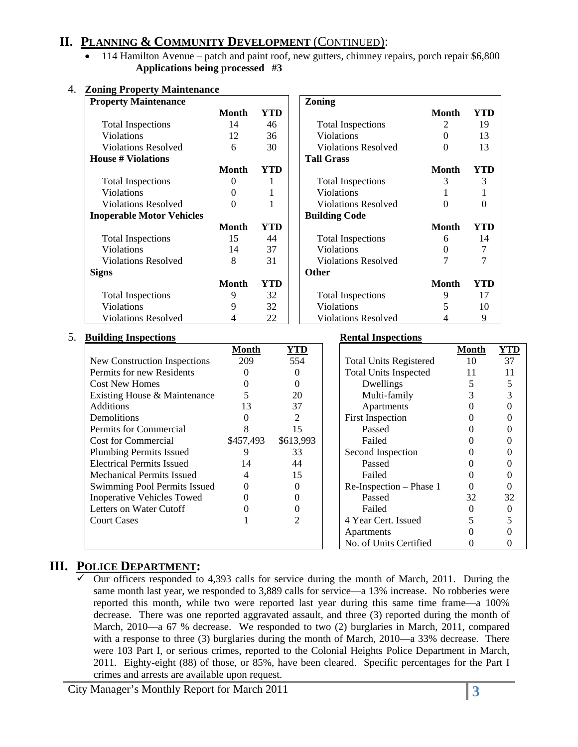## II. PLANNING & COMMUNITY DEVELOPMENT (CONTINUED):

- 114 Hamilton Avenue – patch and paint roof, new gutters, chimney repairs, porch repair $6,800

**Applications being processed #3**

4. **Zoning Property Maintenance**

| **Property Maintenance** | **Month** | **YTD** |
|---|---|---|
| Total Inspections | 14 | 46 |
| Violations | 12 | 36 |
| Violations Resolved | 6 | 30 |
| **House # Violations** | **Month** | **YTD** |
| Total Inspections | 0 | 1 |
| Violations | 0 | 1 |
| Violations Resolved | 0 | 1 |
| **Inoperable Motor Vehicles** | **Month** | **YTD** |
| Total Inspections | 15 | 44 |
| Violations | 14 | 37 |
| Violations Resolved | 8 | 31 |
| **Signs** | **Month** | **YTD** |
| Total Inspections | 9 | 32 |
| Violations | 9 | 32 |
| Violations Resolved | 4 | 22 |

| **Zoning** | **Month** | **YTD** |
|---|---|---|
| Total Inspections | 2 | 19 |
| Violations | 0 | 13 |
| Violations Resolved | 0 | 13 |
| **Tall Grass** | **Month** | **YTD** |
| Total Inspections | 3 | 3 |
| Violations | 1 | 1 |
| Violations Resolved | 0 | 0 |
| **Building Code** | **Month** | **YTD** |
| Total Inspections | 6 | 14 |
| Violations | 0 | 7 |
| Violations Resolved | 7 | 7 |
| **Other** | **Month** | **YTD** |
| Total Inspections | 9 | 17 |
| Violations | 5 | 10 |
| Violations Resolved | 4 | 9 |

5. **Building Inspections**

| | **Month** | **YTD** |
|---|---|---|
| New Construction Inspections | 209 | 554 |
| Permits for new Residents | 0 | 0 |
| Cost New Homes | 0 | 0 |
| Existing House & Maintenance | 5 | 20 |
| Additions | 13 | 37 |
| Demolitions | 0 | 2 |
| Permits for Commercial | 8 | 15 |
| Cost for Commercial | $457,493 | $613,993 |
| Plumbing Permits Issued | 9 | 33 |
| Electrical Permits Issued | 14 | 44 |
| Mechanical Permits Issued | 4 | 15 |
| Swimming Pool Permits Issued | 0 | 0 |
| Inoperative Vehicles Towed | 0 | 0 |
| Letters on Water Cutoff | 0 | 0 |
| Court Cases | 1 | 2 |

**Rental Inspections**

| | **Month** | **YTD** |
|---|---|---|
| Total Units Registered | 10 | 37 |
| Total Units Inspected | 11 | 11 |
| Dwellings | 5 | 5 |
| Multi-family | 3 | 3 |
| Apartments | 0 | 0 |
| First Inspection | 0 | 0 |
| Passed | 0 | 0 |
| Failed | 0 | 0 |
| Second Inspection | 0 | 0 |
| Passed | 0 | 0 |
| Failed | 0 | 0 |
| Re-Inspection – Phase 1 | 0 | 0 |
| Passed | 32 | 32 |
| Failed | 0 | 0 |
| 4 Year Cert. Issued | 5 | 5 |
| Apartments | 0 | 0 |
| No. of Units Certified | 0 | 0 |

## III. POLICE DEPARTMENT:

- ✓ Our officers responded to 4,393 calls for service during the month of March, 2011. During the same month last year, we responded to 3,889 calls for service—a 13% increase. No robberies were reported this month, while two were reported last year during this same time frame—a 100% decrease. There was one reported aggravated assault, and three (3) reported during the month of March, 2010—a 67 % decrease. We responded to two (2) burglaries in March, 2011, compared with a response to three (3) burglaries during the month of March, 2010—a 33% decrease. There were 103 Part I, or serious crimes, reported to the Colonial Heights Police Department in March, 2011. Eighty-eight (88) of those, or 85%, have been cleared. Specific percentages for the Part I crimes and arrests are available upon request.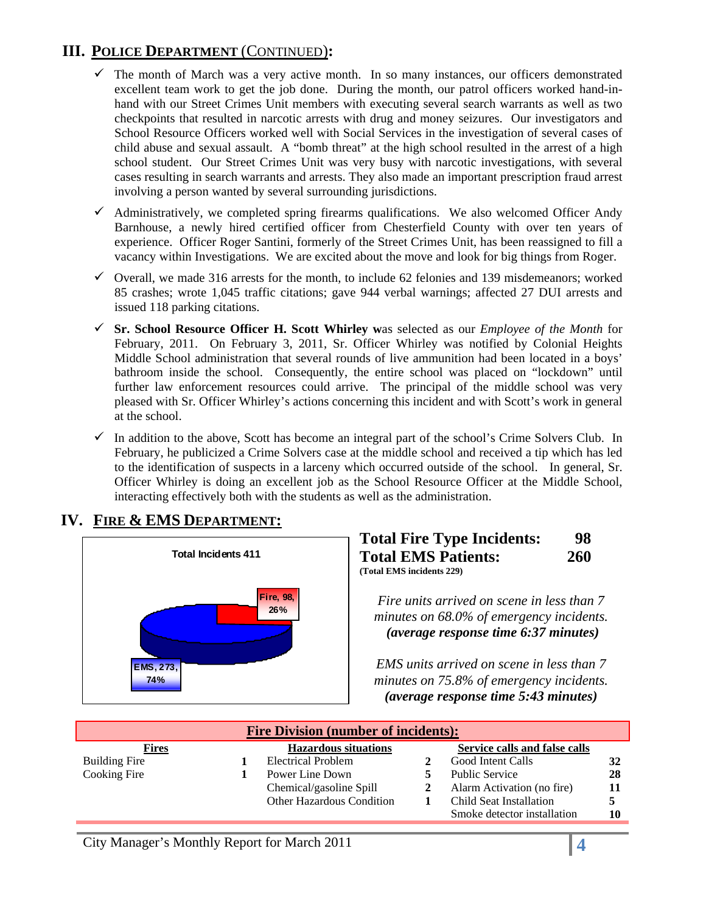## III. POLICE DEPARTMENT (CONTINUED):

- The month of March was a very active month. In so many instances, our officers demonstrated excellent team work to get the job done. During the month, our patrol officers worked hand-in-hand with our Street Crimes Unit members with executing several search warrants as well as two checkpoints that resulted in narcotic arrests with drug and money seizures. Our investigators and School Resource Officers worked well with Social Services in the investigation of several cases of child abuse and sexual assault. A "bomb threat" at the high school resulted in the arrest of a high school student. Our Street Crimes Unit was very busy with narcotic investigations, with several cases resulting in search warrants and arrests. They also made an important prescription fraud arrest involving a person wanted by several surrounding jurisdictions.
- Administratively, we completed spring firearms qualifications. We also welcomed Officer Andy Barnhouse, a newly hired certified officer from Chesterfield County with over ten years of experience. Officer Roger Santini, formerly of the Street Crimes Unit, has been reassigned to fill a vacancy within Investigations. We are excited about the move and look for big things from Roger.
- Overall, we made 316 arrests for the month, to include 62 felonies and 139 misdemeanors; worked 85 crashes; wrote 1,045 traffic citations; gave 944 verbal warnings; affected 27 DUI arrests and issued 118 parking citations.
- **Sr. School Resource Officer H. Scott Whirley w**as selected as our *Employee of the Month* for February, 2011. On February 3, 2011, Sr. Officer Whirley was notified by Colonial Heights Middle School administration that several rounds of live ammunition had been located in a boys' bathroom inside the school. Consequently, the entire school was placed on "lockdown" until further law enforcement resources could arrive. The principal of the middle school was very pleased with Sr. Officer Whirley's actions concerning this incident and with Scott's work in general at the school.
- In addition to the above, Scott has become an integral part of the school's Crime Solvers Club. In February, he publicized a Crime Solvers case at the middle school and received a tip which has led to the identification of suspects in a larceny which occurred outside of the school. In general, Sr. Officer Whirley is doing an excellent job as the School Resource Officer at the Middle School, interacting effectively both with the students as well as the administration.

## IV. FIRE & EMS DEPARTMENT:

Total Incidents 411

Fire, 98, 26%

EMS, 273, 74%

**Total Fire Type Incidents: 98**
**Total EMS Patients: 260**
**(Total EMS incidents 229)**

*Fire units arrived on scene in less than 7 minutes on 68.0% of emergency incidents.*
***(average response time 6:37 minutes)***

*EMS units arrived on scene in less than 7 minutes on 75.8% of emergency incidents.*
***(average response time 5:43 minutes)***

**Fire Division (number of incidents):**

| Fires | | Hazardous situations | | Service calls and false calls | |
|---|---|---|---|---|---|
| Building Fire | 1 | Electrical Problem | 2 | Good Intent Calls | 32 |
| Cooking Fire | 1 | Power Line Down | 5 | Public Service | 28 |
| | | Chemical/gasoline Spill | 2 | Alarm Activation (no fire) | 11 |
| | | Other Hazardous Condition | 1 | Child Seat Installation | 5 |
| | | | | Smoke detector installation | 10 |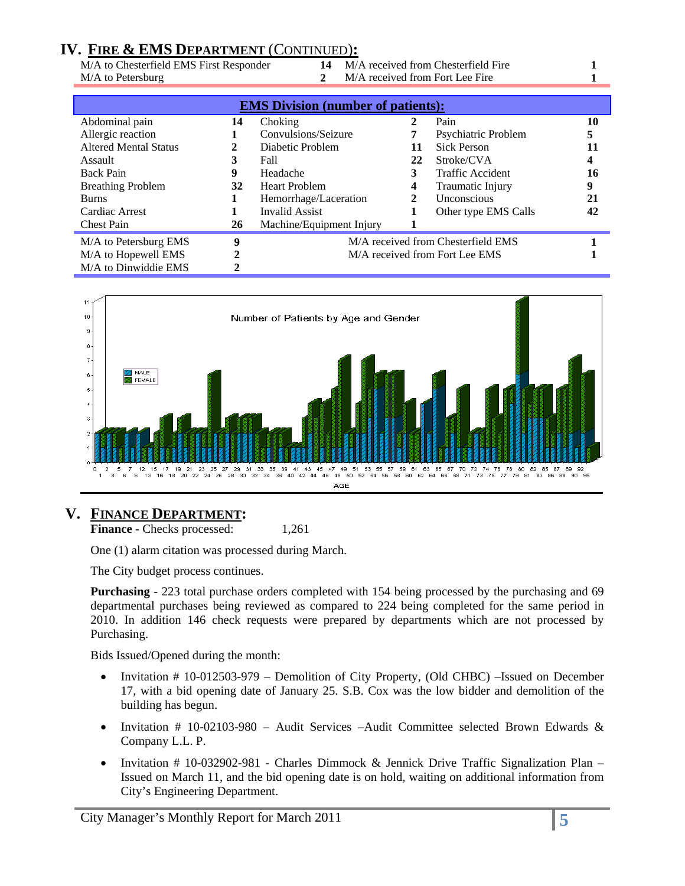## IV. FIRE & EMS DEPARTMENT (CONTINUED):

| | | | |
|---|---|---|---|
| M/A to Chesterfield EMS First Responder | 14 | M/A received from Chesterfield Fire | 1 |
| M/A to Petersburg | 2 | M/A received from Fort Lee Fire | 1 |

| **EMS Division (number of patients):** | | | | | |
|---|---|---|---|---|---|
| Abdominal pain | 14 | Choking | 2 | Pain | 10 |
| Allergic reaction | 1 | Convulsions/Seizure | 7 | Psychiatric Problem | 5 |
| Altered Mental Status | 2 | Diabetic Problem | 11 | Sick Person | 11 |
| Assault | 3 | Fall | 22 | Stroke/CVA | 4 |
| Back Pain | 9 | Headache | 3 | Traffic Accident | 16 |
| Breathing Problem | 32 | Heart Problem | 4 | Traumatic Injury | 9 |
| Burns | 1 | Hemorrhage/Laceration | 2 | Unconscious | 21 |
| Cardiac Arrest | 1 | Invalid Assist | 1 | Other type EMS Calls | 42 |
| Chest Pain | 26 | Machine/Equipment Injury | 1 | | |

| | | | |
|---|---|---|---|
| M/A to Petersburg EMS | 9 | M/A received from Chesterfield EMS | 1 |
| M/A to Hopewell EMS | 2 | M/A received from Fort Lee EMS | 1 |
| M/A to Dinwiddie EMS | 2 | | |

Number of Patients by Age and Gender

## V. FINANCE DEPARTMENT:

**Finance -** Checks processed: 1,261

One (1) alarm citation was processed during March.

The City budget process continues.

**Purchasing** - 223 total purchase orders completed with 154 being processed by the purchasing and 69 departmental purchases being reviewed as compared to 224 being completed for the same period in 2010. In addition 146 check requests were prepared by departments which are not processed by Purchasing.

Bids Issued/Opened during the month:

- Invitation # 10-012503-979 – Demolition of City Property, (Old CHBC) –Issued on December 17, with a bid opening date of January 25. S.B. Cox was the low bidder and demolition of the building has begun.
- Invitation # 10-02103-980 – Audit Services –Audit Committee selected Brown Edwards & Company L.L. P.
- Invitation # 10-032902-981 - Charles Dimmock & Jennick Drive Traffic Signalization Plan – Issued on March 11, and the bid opening date is on hold, waiting on additional information from City's Engineering Department.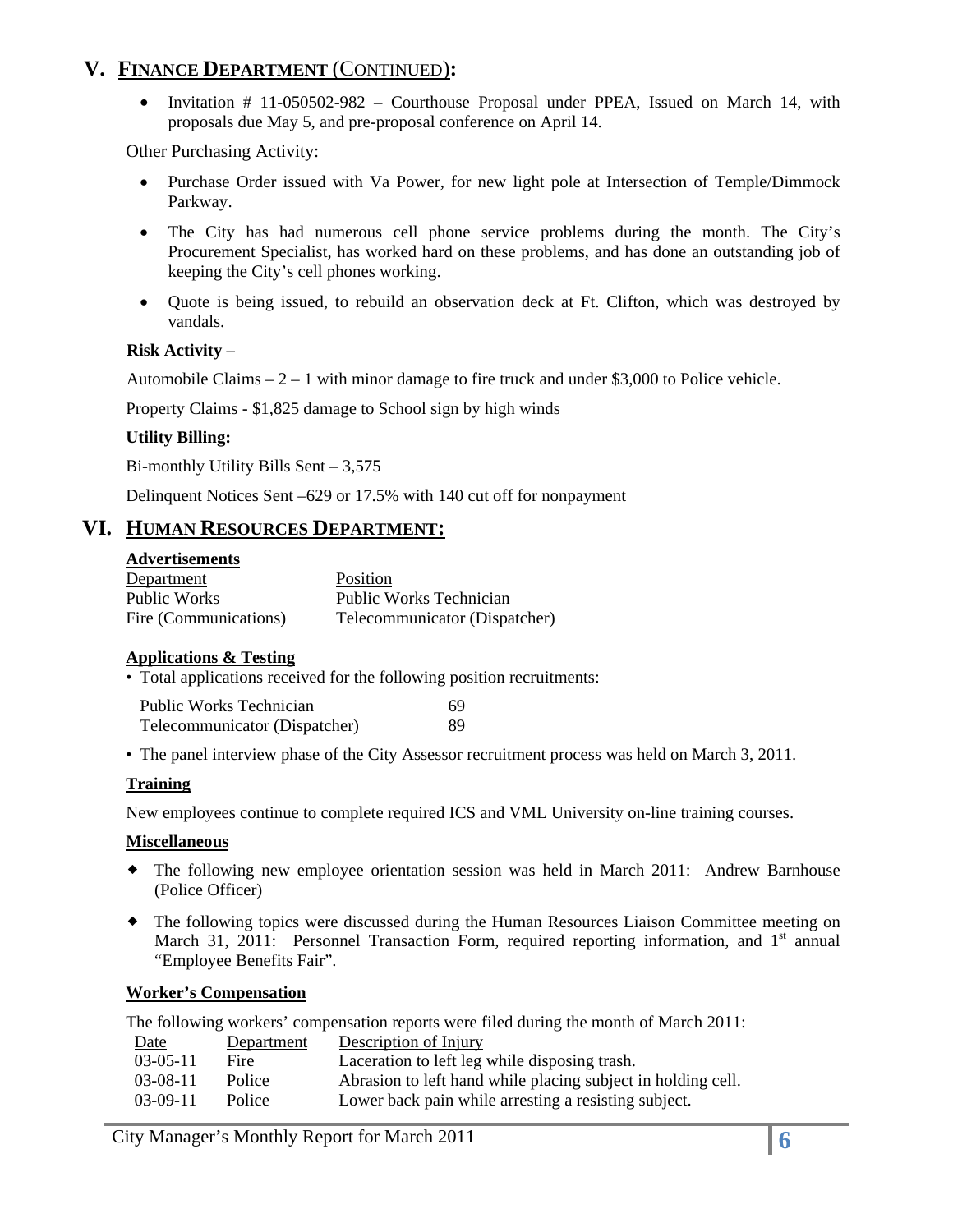## V. FINANCE DEPARTMENT (CONTINUED):

- Invitation # 11-050502-982 – Courthouse Proposal under PPEA, Issued on March 14, with proposals due May 5, and pre-proposal conference on April 14.

Other Purchasing Activity:

- Purchase Order issued with Va Power, for new light pole at Intersection of Temple/Dimmock Parkway.
- The City has had numerous cell phone service problems during the month. The City's Procurement Specialist, has worked hard on these problems, and has done an outstanding job of keeping the City's cell phones working.
- Quote is being issued, to rebuild an observation deck at Ft. Clifton, which was destroyed by vandals.

**Risk Activity** –

Automobile Claims – 2 – 1 with minor damage to fire truck and under $3,000 to Police vehicle.

Property Claims - $1,825 damage to School sign by high winds

**Utility Billing:**

Bi-monthly Utility Bills Sent – 3,575

Delinquent Notices Sent –629 or 17.5% with 140 cut off for nonpayment

## VI. HUMAN RESOURCES DEPARTMENT:

**Advertisements**

| Department | Position |
|---|---|
| Public Works | Public Works Technician |
| Fire (Communications) | Telecommunicator (Dispatcher) |

**Applications & Testing**

- Total applications received for the following position recruitments:

| | |
|---|---|
| Public Works Technician | 69 |
| Telecommunicator (Dispatcher) | 89 |

- The panel interview phase of the City Assessor recruitment process was held on March 3, 2011.

**Training**

New employees continue to complete required ICS and VML University on-line training courses.

**Miscellaneous**

- The following new employee orientation session was held in March 2011: Andrew Barnhouse (Police Officer)
- The following topics were discussed during the Human Resources Liaison Committee meeting on March 31, 2011: Personnel Transaction Form, required reporting information, and 1st annual "Employee Benefits Fair".

**Worker's Compensation**

The following workers' compensation reports were filed during the month of March 2011:

| Date | Department | Description of Injury |
|---|---|---|
| 03-05-11 | Fire | Laceration to left leg while disposing trash. |
| 03-08-11 | Police | Abrasion to left hand while placing subject in holding cell. |
| 03-09-11 | Police | Lower back pain while arresting a resisting subject. |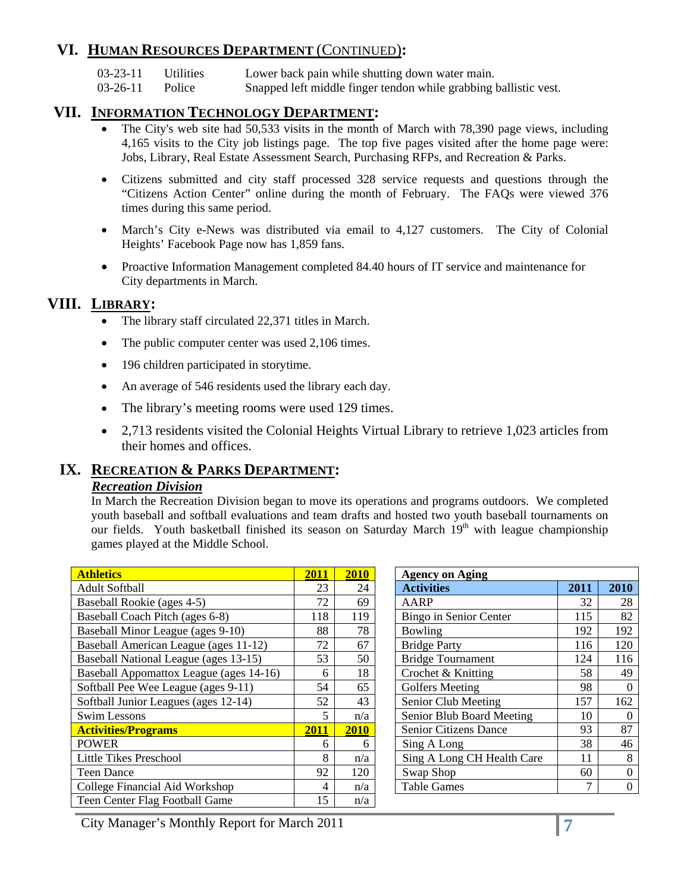## VI. HUMAN RESOURCES DEPARTMENT (CONTINUED):

| | | |
|---|---|---|
| 03-23-11 | Utilities | Lower back pain while shutting down water main. |
| 03-26-11 | Police | Snapped left middle finger tendon while grabbing ballistic vest. |

## VII. INFORMATION TECHNOLOGY DEPARTMENT:

- The City's web site had 50,533 visits in the month of March with 78,390 page views, including 4,165 visits to the City job listings page. The top five pages visited after the home page were: Jobs, Library, Real Estate Assessment Search, Purchasing RFPs, and Recreation & Parks.
- Citizens submitted and city staff processed 328 service requests and questions through the "Citizens Action Center" online during the month of February. The FAQs were viewed 376 times during this same period.
- March's City e-News was distributed via email to 4,127 customers. The City of Colonial Heights' Facebook Page now has 1,859 fans.
- Proactive Information Management completed 84.40 hours of IT service and maintenance for City departments in March.

## VIII. LIBRARY:

- The library staff circulated 22,371 titles in March.
- The public computer center was used 2,106 times.
- 196 children participated in storytime.
- An average of 546 residents used the library each day.
- The library's meeting rooms were used 129 times.
- 2,713 residents visited the Colonial Heights Virtual Library to retrieve 1,023 articles from their homes and offices.

## IX. RECREATION & PARKS DEPARTMENT:

***Recreation Division***

In March the Recreation Division began to move its operations and programs outdoors. We completed youth baseball and softball evaluations and team drafts and hosted two youth baseball tournaments on our fields. Youth basketball finished its season on Saturday March 19th with league championship games played at the Middle School.

| Athletics | 2011 | 2010 |
|---|---|---|
| Adult Softball | 23 | 24 |
| Baseball Rookie (ages 4-5) | 72 | 69 |
| Baseball Coach Pitch (ages 6-8) | 118 | 119 |
| Baseball Minor League (ages 9-10) | 88 | 78 |
| Baseball American League (ages 11-12) | 72 | 67 |
| Baseball National League (ages 13-15) | 53 | 50 |
| Baseball Appomattox League (ages 14-16) | 6 | 18 |
| Softball Pee Wee League (ages 9-11) | 54 | 65 |
| Softball Junior Leagues (ages 12-14) | 52 | 43 |
| Swim Lessons | 5 | n/a |
| **Activities/Programs** | **2011** | **2010** |
| POWER | 6 | 6 |
| Little Tikes Preschool | 8 | n/a |
| Teen Dance | 92 | 120 |
| College Financial Aid Workshop | 4 | n/a |
| Teen Center Flag Football Game | 15 | n/a |

| Agency on Aging | | |
|---|---|---|
| **Activities** | **2011** | **2010** |
| AARP | 32 | 28 |
| Bingo in Senior Center | 115 | 82 |
| Bowling | 192 | 192 |
| Bridge Party | 116 | 120 |
| Bridge Tournament | 124 | 116 |
| Crochet & Knitting | 58 | 49 |
| Golfers Meeting | 98 | 0 |
| Senior Club Meeting | 157 | 162 |
| Senior Blub Board Meeting | 10 | 0 |
| Senior Citizens Dance | 93 | 87 |
| Sing A Long | 38 | 46 |
| Sing A Long CH Health Care | 11 | 8 |
| Swap Shop | 60 | 0 |
| Table Games | 7 | 0 |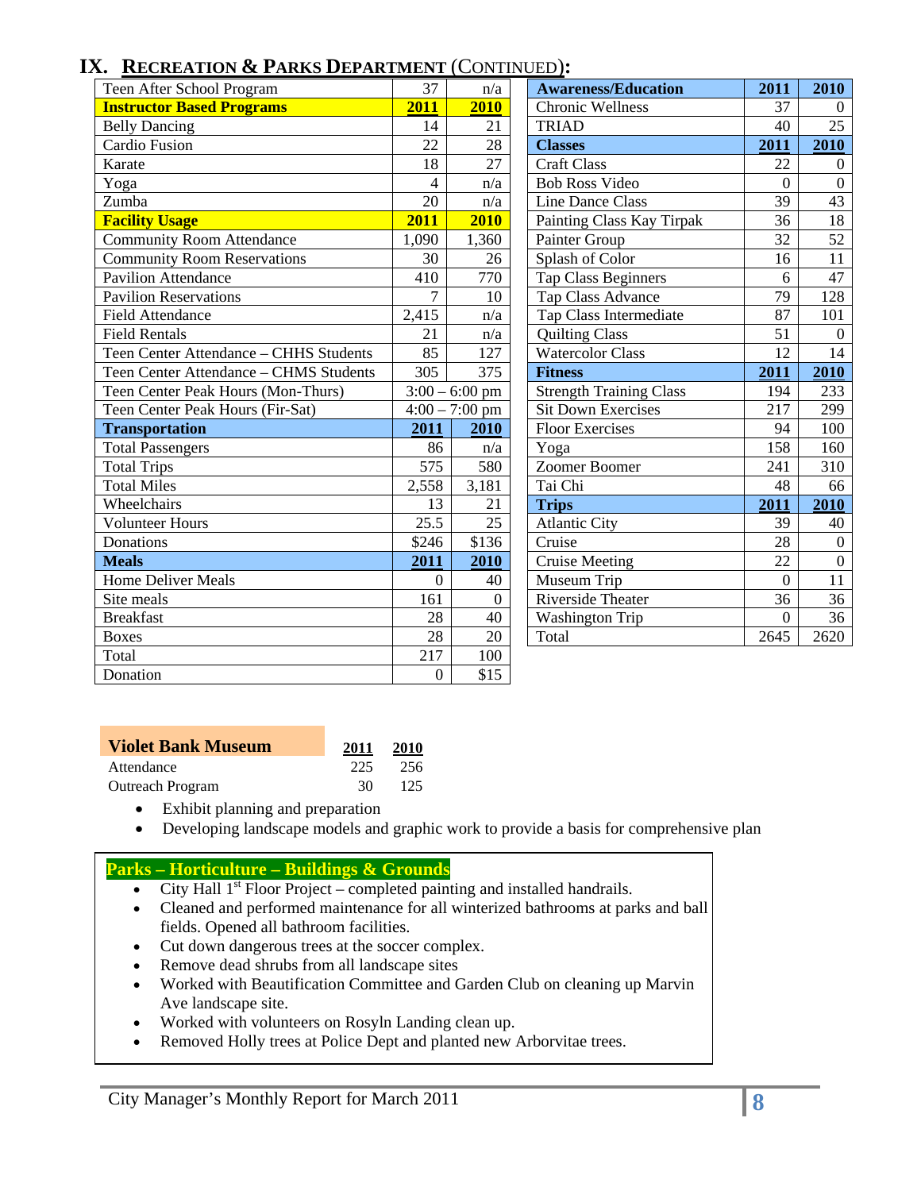# IX. Recreation & Parks Department (Continued):

| Teen After School Program | 37 | n/a |
|---|---|---|
| **Instructor Based Programs** | **2011** | **2010** |
| Belly Dancing | 14 | 21 |
| Cardio Fusion | 22 | 28 |
| Karate | 18 | 27 |
| Yoga | 4 | n/a |
| Zumba | 20 | n/a |
| **Facility Usage** | **2011** | **2010** |
| Community Room Attendance | 1,090 | 1,360 |
| Community Room Reservations | 30 | 26 |
| Pavilion Attendance | 410 | 770 |
| Pavilion Reservations | 7 | 10 |
| Field Attendance | 2,415 | n/a |
| Field Rentals | 21 | n/a |
| Teen Center Attendance – CHHS Students | 85 | 127 |
| Teen Center Attendance – CHMS Students | 305 | 375 |
| Teen Center Peak Hours (Mon-Thurs) | 3:00 – 6:00 pm | |
| Teen Center Peak Hours (Fir-Sat) | 4:00 – 7:00 pm | |
| **Transportation** | **2011** | **2010** |
| Total Passengers | 86 | n/a |
| Total Trips | 575 | 580 |
| Total Miles | 2,558 | 3,181 |
| Wheelchairs | 13 | 21 |
| Volunteer Hours | 25.5 | 25 |
| Donations | $246 | $136 |
| **Meals** | **2011** | **2010** |
| Home Deliver Meals | 0 | 40 |
| Site meals | 161 | 0 |
| Breakfast | 28 | 40 |
| Boxes | 28 | 20 |
| Total | 217 | 100 |
| Donation | 0 | $15 |

| **Awareness/Education** | **2011** | **2010** |
|---|---|---|
| Chronic Wellness | 37 | 0 |
| TRIAD | 40 | 25 |
| **Classes** | **2011** | **2010** |
| Craft Class | 22 | 0 |
| Bob Ross Video | 0 | 0 |
| Line Dance Class | 39 | 43 |
| Painting Class Kay Tirpak | 36 | 18 |
| Painter Group | 32 | 52 |
| Splash of Color | 16 | 11 |
| Tap Class Beginners | 6 | 47 |
| Tap Class Advance | 79 | 128 |
| Tap Class Intermediate | 87 | 101 |
| Quilting Class | 51 | 0 |
| Watercolor Class | 12 | 14 |
| **Fitness** | **2011** | **2010** |
| Strength Training Class | 194 | 233 |
| Sit Down Exercises | 217 | 299 |
| Floor Exercises | 94 | 100 |
| Yoga | 158 | 160 |
| Zoomer Boomer | 241 | 310 |
| Tai Chi | 48 | 66 |
| **Trips** | **2011** | **2010** |
| Atlantic City | 39 | 40 |
| Cruise | 28 | 0 |
| Cruise Meeting | 22 | 0 |
| Museum Trip | 0 | 11 |
| Riverside Theater | 36 | 36 |
| Washington Trip | 0 | 36 |
| Total | 2645 | 2620 |

| **Violet Bank Museum** | **2011** | **2010** |
|---|---|---|
| Attendance | 225 | 256 |
| Outreach Program | 30 | 125 |

- Exhibit planning and preparation
- Developing landscape models and graphic work to provide a basis for comprehensive plan

**Parks – Horticulture – Buildings & Grounds**

- City Hall 1st Floor Project – completed painting and installed handrails.
- Cleaned and performed maintenance for all winterized bathrooms at parks and ball fields. Opened all bathroom facilities.
- Cut down dangerous trees at the soccer complex.
- Remove dead shrubs from all landscape sites
- Worked with Beautification Committee and Garden Club on cleaning up Marvin Ave landscape site.
- Worked with volunteers on Rosyln Landing clean up.
- Removed Holly trees at Police Dept and planted new Arborvitae trees.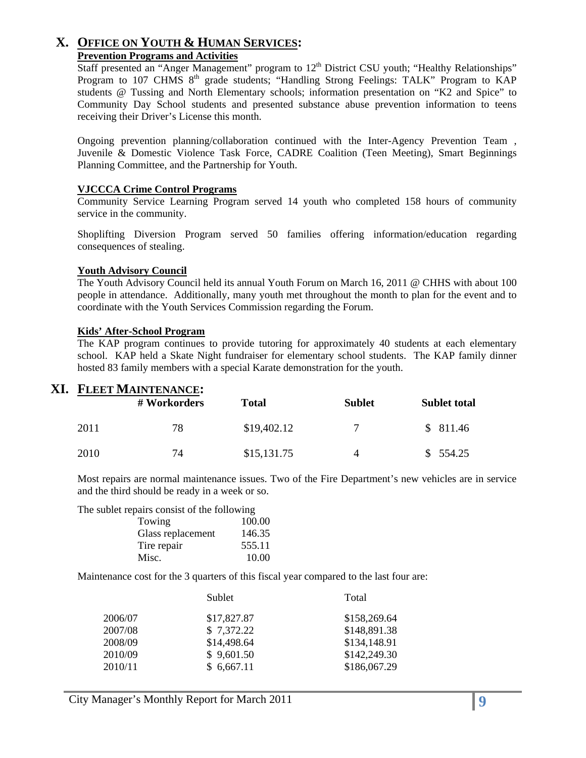## X. OFFICE ON YOUTH & HUMAN SERVICES:

### Prevention Programs and Activities

Staff presented an "Anger Management" program to 12th District CSU youth; "Healthy Relationships" Program to 107 CHMS 8th grade students; "Handling Strong Feelings: TALK" Program to KAP students @ Tussing and North Elementary schools; information presentation on "K2 and Spice" to Community Day School students and presented substance abuse prevention information to teens receiving their Driver's License this month.

Ongoing prevention planning/collaboration continued with the Inter-Agency Prevention Team , Juvenile & Domestic Violence Task Force, CADRE Coalition (Teen Meeting), Smart Beginnings Planning Committee, and the Partnership for Youth.

### VJCCCA Crime Control Programs

Community Service Learning Program served 14 youth who completed 158 hours of community service in the community.

Shoplifting Diversion Program served 50 families offering information/education regarding consequences of stealing.

### Youth Advisory Council

The Youth Advisory Council held its annual Youth Forum on March 16, 2011 @ CHHS with about 100 people in attendance. Additionally, many youth met throughout the month to plan for the event and to coordinate with the Youth Services Commission regarding the Forum.

### Kids' After-School Program

The KAP program continues to provide tutoring for approximately 40 students at each elementary school. KAP held a Skate Night fundraiser for elementary school students. The KAP family dinner hosted 83 family members with a special Karate demonstration for the youth.

## XI. FLEET MAINTENANCE:

| | # Workorders | Total | Sublet | Sublet total |
|---|---|---|---|---|
| 2011 | 78 | $19,402.12 | 7 | $ 811.46 |
| 2010 | 74 | $15,131.75 | 4 | $ 554.25 |

Most repairs are normal maintenance issues. Two of the Fire Department's new vehicles are in service and the third should be ready in a week or so.

The sublet repairs consist of the following

| | |
|---|---|
| Towing | 100.00 |
| Glass replacement | 146.35 |
| Tire repair | 555.11 |
| Misc. | 10.00 |

Maintenance cost for the 3 quarters of this fiscal year compared to the last four are:

| | Sublet | Total |
|---|---|---|
| 2006/07 | $17,827.87 | $158,269.64 |
| 2007/08 | $ 7,372.22 | $148,891.38 |
| 2008/09 | $14,498.64 | $134,148.91 |
| 2010/09 | $ 9,601.50 | $142,249.30 |
| 2010/11 | $ 6,667.11 | $186,067.29 |